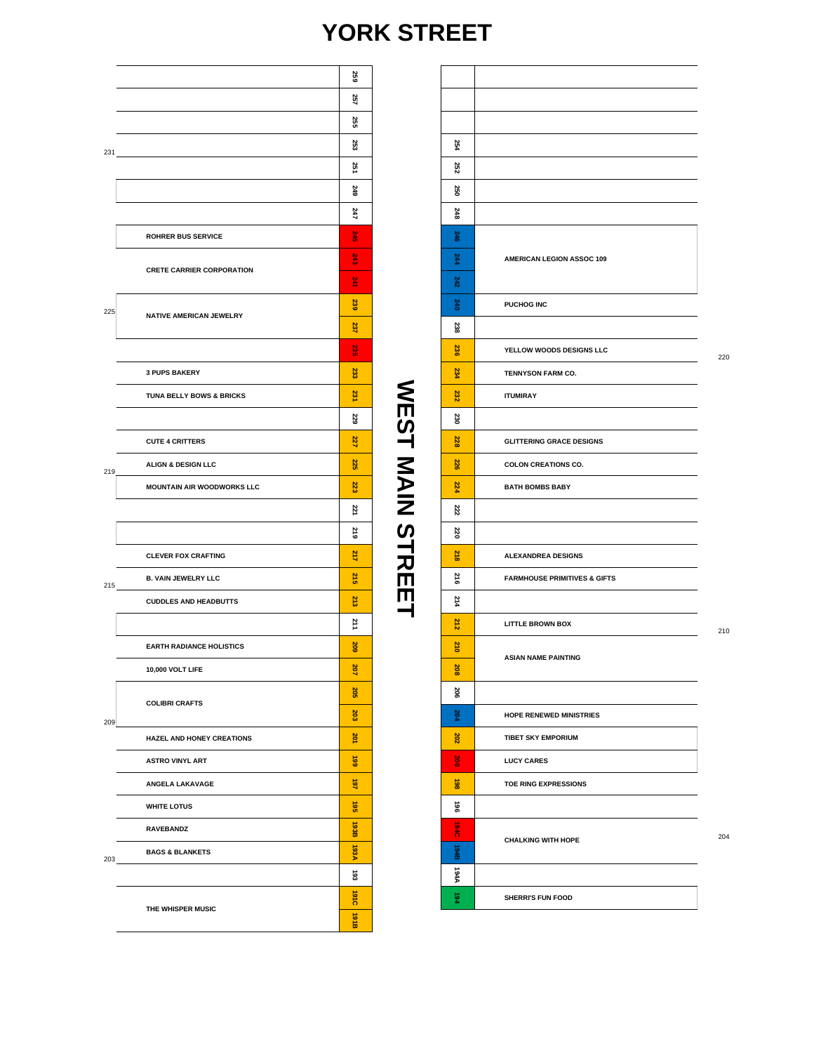# YORK STREET

## WEST MAIN STREET

| Business (West side) | No. | No. | Business (East side) |
|---|---|---|---|
| | 259 | | |
| | 257 | | |
| | 255 | | |
| | 253 | 254 | |
| | 251 | 252 | |
| | 249 | 250 | |
| | 247 | 248 | |
| ROHRER BUS SERVICE | 245 | 246 | AMERICAN LEGION ASSOC 109 |
| CRETE CARRIER CORPORATION | 243 | 244 | AMERICAN LEGION ASSOC 109 |
| CRETE CARRIER CORPORATION | 241 | 242 | AMERICAN LEGION ASSOC 109 |
| NATIVE AMERICAN JEWELRY | 239 | 240 | PUCHOG INC |
| NATIVE AMERICAN JEWELRY | 237 | 238 | |
| | 235 | 236 | YELLOW WOODS DESIGNS LLC |
| 3 PUPS BAKERY | 233 | 234 | TENNYSON FARM CO. |
| TUNA BELLY BOWS & BRICKS | 231 | 232 | ITUMIRAY |
| | 229 | 230 | |
| CUTE 4 CRITTERS | 227 | 228 | GLITTERING GRACE DESIGNS |
| ALIGN & DESIGN LLC | 225 | 226 | COLON CREATIONS CO. |
| MOUNTAIN AIR WOODWORKS LLC | 223 | 224 | BATH BOMBS BABY |
| | 221 | 222 | |
| | 219 | 220 | |
| CLEVER FOX CRAFTING | 217 | 218 | ALEXANDREA DESIGNS |
| B. VAIN JEWELRY LLC | 215 | 216 | FARMHOUSE PRIMITIVES & GIFTS |
| CUDDLES AND HEADBUTTS | 213 | 214 | |
| | 211 | 212 | LITTLE BROWN BOX |
| EARTH RADIANCE HOLISTICS | 209 | 210 | ASIAN NAME PAINTING |
| 10,000 VOLT LIFE | 207 | 208 | ASIAN NAME PAINTING |
| COLIBRI CRAFTS | 205 | 206 | |
| COLIBRI CRAFTS | 203 | 204 | HOPE RENEWED MINISTRIES |
| HAZEL AND HONEY CREATIONS | 201 | 202 | TIBET SKY EMPORIUM |
| ASTRO VINYL ART | 199 | 200 | LUCY CARES |
| ANGELA LAKAVAGE | 197 | 198 | TOE RING EXPRESSIONS |
| WHITE LOTUS | 195 | 196 | |
| RAVEBANDZ | 193B | 194C | CHALKING WITH HOPE |
| BAGS & BLANKETS | 193A | 194B | CHALKING WITH HOPE |
| | 193 | 194A | |
| THE WHISPER MUSIC | 191C | 194 | SHERRI'S FUN FOOD |
| THE WHISPER MUSIC | 191B | | |

Side markers (west side): 231, 225, 219, 215, 209, 203

Side markers (east side): 220, 210, 204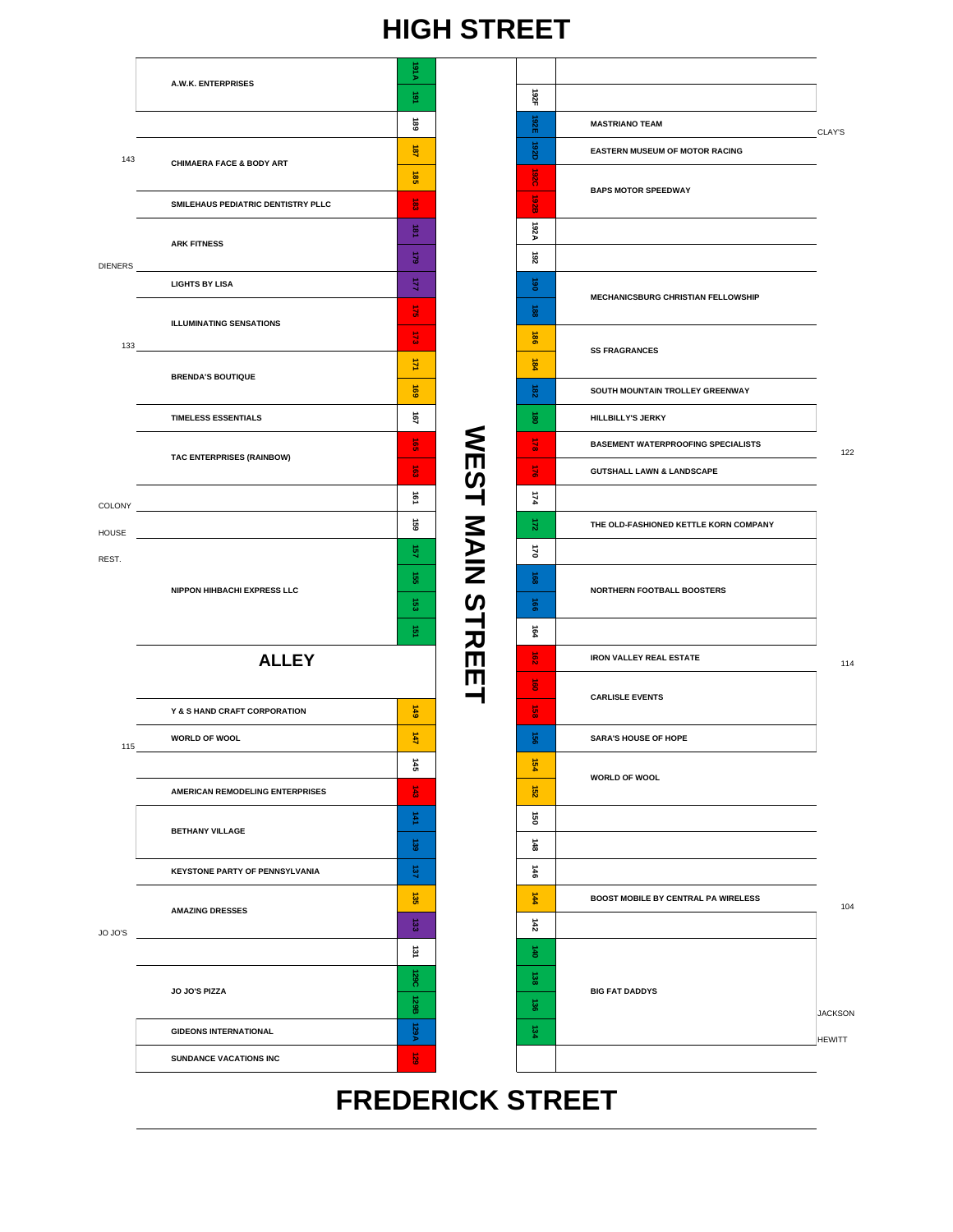# HIGH STREET

## WEST MAIN STREET

**West side (odd numbers)**

| Cross Street / Number | Business | Address |
| --- | --- | --- |
| | A.W.K. ENTERPRISES | 191A |
| | | 191 |
| | | 189 |
| 143 | CHIMAERA FACE & BODY ART | 187 |
| | | 185 |
| | SMILEHAUS PEDIATRIC DENTISTRY PLLC | 183 |
| | ARK FITNESS | 181 |
| DIENERS | | 179 |
| | LIGHTS BY LISA | 177 |
| | ILLUMINATING SENSATIONS | 175 |
| 133 | | 173 |
| | BRENDA'S BOUTIQUE | 171 |
| | | 169 |
| | TIMELESS ESSENTIALS | 167 |
| | TAC ENTERPRISES (RAINBOW) | 165 |
| | | 163 |
| COLONY | | 161 |
| HOUSE | | 159 |
| REST. | NIPPON HIHBACHI EXPRESS LLC | 157 |
| | | 155 |
| | | 153 |
| | | 151 |
| | ALLEY | |
| | Y & S HAND CRAFT CORPORATION | 149 |
| 115 | WORLD OF WOOL | 147 |
| | | 145 |
| | AMERICAN REMODELING ENTERPRISES | 143 |
| | BETHANY VILLAGE | 141 |
| | | 139 |
| | KEYSTONE PARTY OF PENNSYLVANIA | 137 |
| | AMAZING DRESSES | 135 |
| JO JO'S | | 133 |
| | | 131 |
| | JO JO'S PIZZA | 129C |
| | | 129B |
| | GIDEONS INTERNATIONAL | 129A |
| | SUNDANCE VACATIONS INC | 129 |

**East side (even numbers)**

| Address | Business | Cross Street / Number |
| --- | --- | --- |
| 192F | | |
| 192E | MASTRIANO TEAM | CLAY'S |
| 192D | EASTERN MUSEUM OF MOTOR RACING | |
| 192C | BAPS MOTOR SPEEDWAY | |
| 192B | | |
| 192A | | |
| 192 | | |
| 190 | MECHANICSBURG CHRISTIAN FELLOWSHIP | |
| 188 | | |
| 186 | SS FRAGRANCES | |
| 184 | | |
| 182 | SOUTH MOUNTAIN TROLLEY GREENWAY | |
| 180 | HILLBILLY'S JERKY | |
| 178 | BASEMENT WATERPROOFING SPECIALISTS | 122 |
| 176 | GUTSHALL LAWN & LANDSCAPE | |
| 174 | | |
| 172 | THE OLD-FASHIONED KETTLE KORN COMPANY | |
| 170 | | |
| 168 | NORTHERN FOOTBALL BOOSTERS | |
| 166 | | |
| 164 | | |
| 162 | IRON VALLEY REAL ESTATE | 114 |
| 160 | CARLISLE EVENTS | |
| 158 | | |
| 156 | SARA'S HOUSE OF HOPE | |
| 154 | WORLD OF WOOL | |
| 152 | | |
| 150 | | |
| 148 | | |
| 146 | | |
| 144 | BOOST MOBILE BY CENTRAL PA WIRELESS | 104 |
| 142 | | |
| 140 | BIG FAT DADDYS | |
| 138 | | |
| 136 | | JACKSON |
| 134 | | HEWITT |

# FREDERICK STREET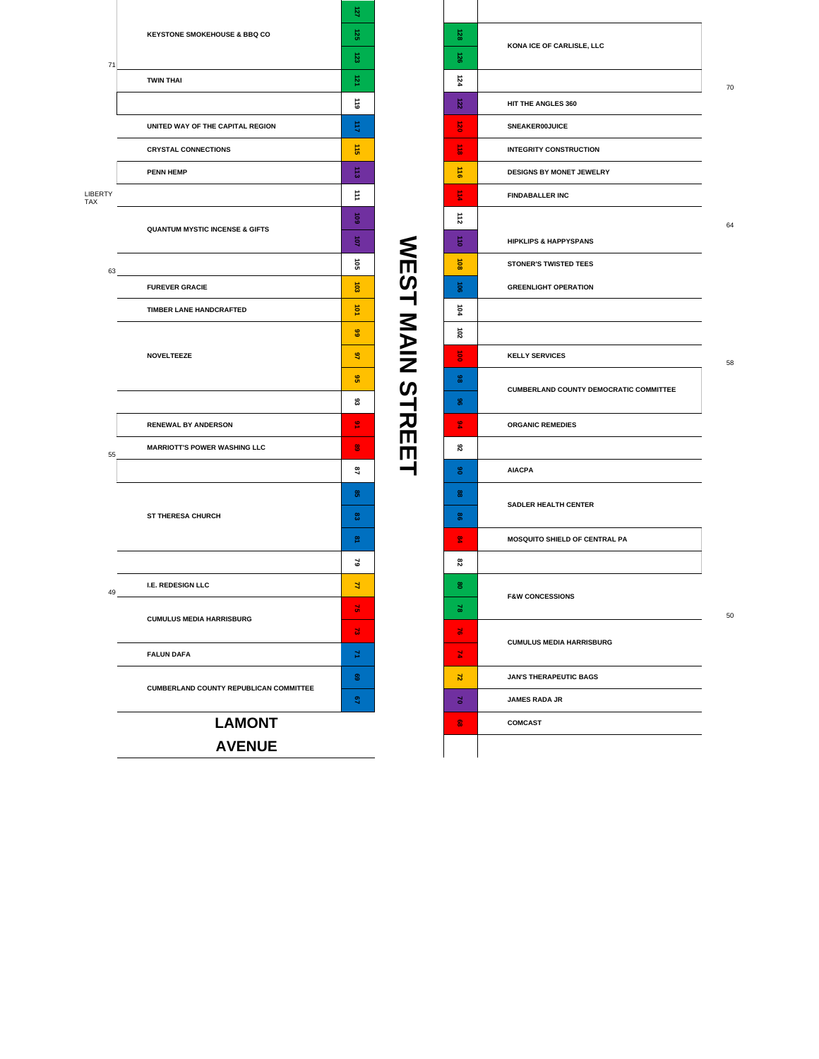# WEST MAIN STREET

**Odd side (left)**

| Space | Vendor |
|---|---|
| 127, 125, 123 | KEYSTONE SMOKEHOUSE & BBQ CO |
| 121 | TWIN THAI |
| 119 | |
| 117 | UNITED WAY OF THE CAPITAL REGION |
| 115 | CRYSTAL CONNECTIONS |
| 113 | PENN HEMP |
| 111 | |
| 109, 107 | QUANTUM MYSTIC INCENSE & GIFTS |
| 105 | |
| 103 | FUREVER GRACIE |
| 101 | TIMBER LANE HANDCRAFTED |
| 99, 97, 95 | NOVELTEEZE |
| 93 | |
| 91 | RENEWAL BY ANDERSON |
| 89 | MARRIOTT'S POWER WASHING LLC |
| 87 | |
| 85, 83, 81 | ST THERESA CHURCH |
| 79 | |
| 77 | I.E. REDESIGN LLC |
| 75, 73 | CUMULUS MEDIA HARRISBURG |
| 71 | FALUN DAFA |
| 69, 67 | CUMBERLAND COUNTY REPUBLICAN COMMITTEE |

Building numbers: 71, LIBERTY TAX, 63, 55, 49

**LAMONT AVENUE**

**Even side (right)**

| Space | Vendor |
|---|---|
| 128, 126 | KONA ICE OF CARLISLE, LLC |
| 124 | |
| 122 | HIT THE ANGLES 360 |
| 120 | SNEAKER00JUICE |
| 118 | INTEGRITY CONSTRUCTION |
| 116 | DESIGNS BY MONET JEWELRY |
| 114 | FINDABALLER INC |
| 112 | |
| 110 | HIPKLIPS & HAPPYSPANS |
| 108 | STONER'S TWISTED TEES |
| 106 | GREENLIGHT OPERATION |
| 104 | |
| 102 | |
| 100 | KELLY SERVICES |
| 98, 96 | CUMBERLAND COUNTY DEMOCRATIC COMMITTEE |
| 94 | ORGANIC REMEDIES |
| 92 | |
| 90 | AICPA |
| 88, 86 | SADLER HEALTH CENTER |
| 84 | MOSQUITO SHIELD OF CENTRAL PA |
| 82 | |
| 80, 78 | F&W CONCESSIONS |
| 76, 74 | CUMULUS MEDIA HARRISBURG |
| 72 | JAN'S THERAPEUTIC BAGS |
| 70 | JAMES RADA JR |
| 68 | COMCAST |

Building numbers: 70, 64, 58, 50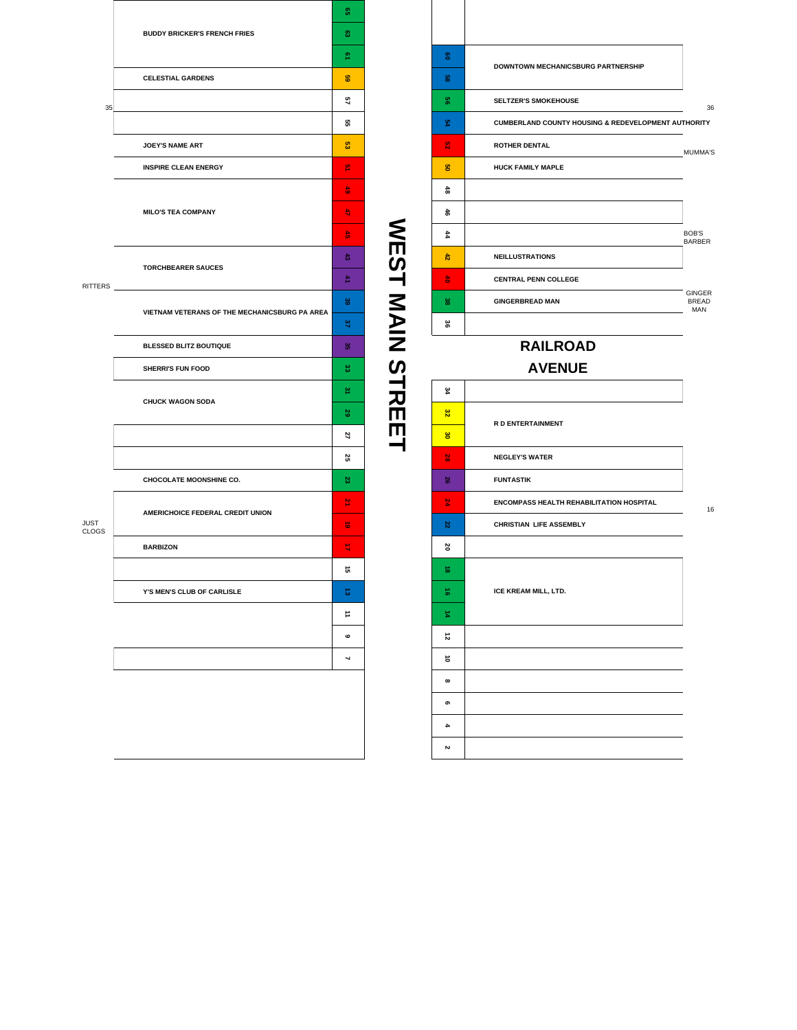# WEST MAIN STREET

| Number | Name |
|---|---|
| 65 | BUDDY BRICKER'S FRENCH FRIES |
| 63 | BUDDY BRICKER'S FRENCH FRIES |
| 61 | BUDDY BRICKER'S FRENCH FRIES |
| 59 | CELESTIAL GARDENS |
| 57 | |
| 55 | |
| 53 | JOEY'S NAME ART |
| 51 | INSPIRE CLEAN ENERGY |
| 49 | MILO'S TEA COMPANY |
| 47 | MILO'S TEA COMPANY |
| 45 | MILO'S TEA COMPANY |
| 43 | TORCHBEARER SAUCES |
| 41 | TORCHBEARER SAUCES |
| 39 | VIETNAM VETERANS OF THE MECHANICSBURG PA AREA |
| 37 | VIETNAM VETERANS OF THE MECHANICSBURG PA AREA |
| 35 | BLESSED BLITZ BOUTIQUE |
| 33 | SHERRI'S FUN FOOD |
| 31 | CHUCK WAGON SODA |
| 29 | CHUCK WAGON SODA |
| 27 | |
| 25 | |
| 23 | CHOCOLATE MOONSHINE CO. |
| 21 | AMERICHOICE FEDERAL CREDIT UNION |
| 19 | AMERICHOICE FEDERAL CREDIT UNION |
| 17 | BARBIZON |
| 15 | |
| 13 | Y'S MEN'S CLUB OF CARLISLE |
| 11 | |
| 9 | |
| 7 | |

Side labels: 35 (near 57), RITTERS (near 41), JUST CLOGS (near 19)

| Number | Name |
|---|---|
| 60 | DOWNTOWN MECHANICSBURG PARTNERSHIP |
| 58 | DOWNTOWN MECHANICSBURG PARTNERSHIP |
| 56 | SELTZER'S SMOKEHOUSE |
| 54 | CUMBERLAND COUNTY HOUSING & REDEVELOPMENT AUTHORITY |
| 52 | ROTHER DENTAL |
| 50 | HUCK FAMILY MAPLE |
| 48 | |
| 46 | |
| 44 | |
| 42 | NEILLUSTRATIONS |
| 40 | CENTRAL PENN COLLEGE |
| 38 | GINGERBREAD MAN |
| 36 | |

Side labels: 36 (near 56), MUMMA'S (near 52), BOB'S BARBER (near 44), GINGER BREAD MAN (near 38)

## RAILROAD AVENUE

| Number | Name |
|---|---|
| 34 | |
| 32 | R D ENTERTAINMENT |
| 30 | R D ENTERTAINMENT |
| 28 | NEGLEY'S WATER |
| 26 | FUNTASTIK |
| 24 | ENCOMPASS HEALTH REHABILITATION HOSPITAL |
| 22 | CHRISTIAN LIFE ASSEMBLY |
| 20 | |
| 18 | ICE KREAM MILL, LTD. |
| 16 | ICE KREAM MILL, LTD. |
| 14 | ICE KREAM MILL, LTD. |
| 12 | |
| 10 | |
| 8 | |
| 6 | |
| 4 | |
| 2 | |

Side label: 16 (near 24)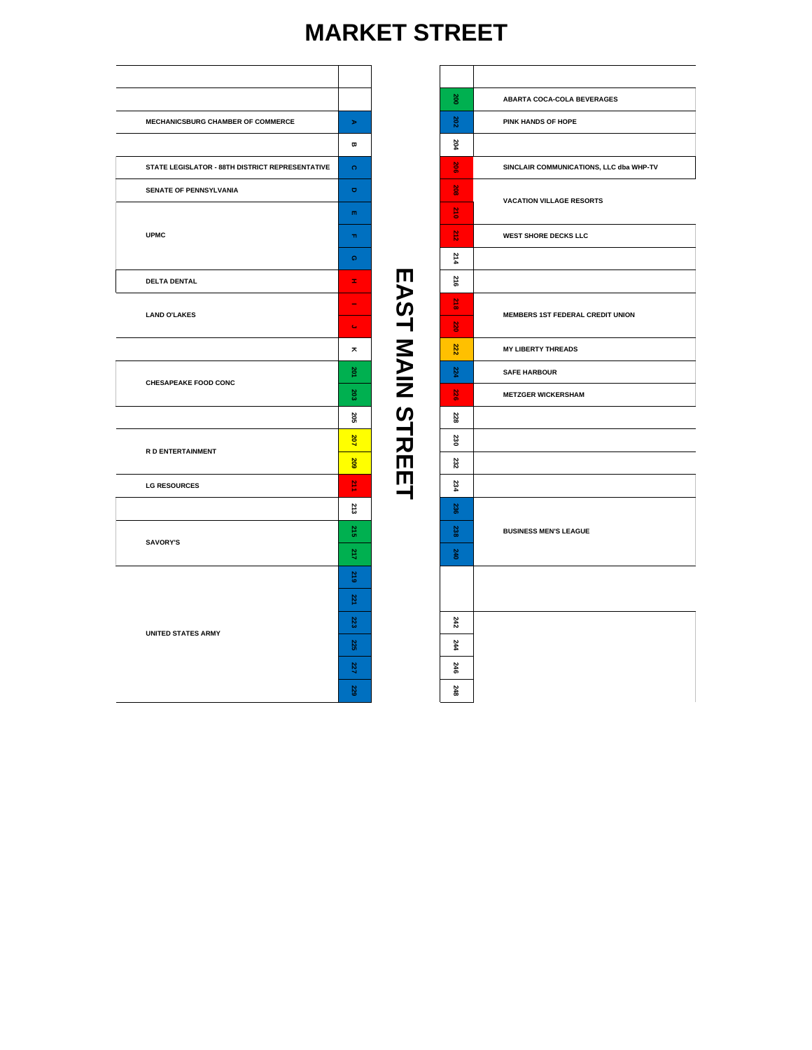# MARKET STREET

## EAST MAIN STREET

| Vendor (West Side) | Space |
|---|---|
| | |
| | |
| MECHANICSBURG CHAMBER OF COMMERCE | A |
| | B |
| STATE LEGISLATOR - 88TH DISTRICT REPRESENTATIVE | C |
| SENATE OF PENNSYLVANIA | D |
| UPMC | E |
| UPMC | F |
| UPMC | G |
| DELTA DENTAL | H |
| LAND O'LAKES | I |
| LAND O'LAKES | J |
| | K |
| CHESAPEAKE FOOD CONC | 201 |
| CHESAPEAKE FOOD CONC | 203 |
| | 205 |
| R D ENTERTAINMENT | 207 |
| R D ENTERTAINMENT | 209 |
| LG RESOURCES | 211 |
| | 213 |
| SAVORY'S | 215 |
| SAVORY'S | 217 |
| UNITED STATES ARMY | 219 |
| UNITED STATES ARMY | 221 |
| UNITED STATES ARMY | 223 |
| UNITED STATES ARMY | 225 |
| UNITED STATES ARMY | 227 |
| UNITED STATES ARMY | 229 |

| Space | Vendor (East Side) |
|---|---|
| | |
| 200 | ABARTA COCA-COLA BEVERAGES |
| 202 | PINK HANDS OF HOPE |
| 204 | |
| 206 | SINCLAIR COMMUNICATIONS, LLC dba WHP-TV |
| 208 | VACATION VILLAGE RESORTS |
| 210 | VACATION VILLAGE RESORTS |
| 212 | WEST SHORE DECKS LLC |
| 214 | |
| 216 | |
| 218 | MEMBERS 1ST FEDERAL CREDIT UNION |
| 220 | MEMBERS 1ST FEDERAL CREDIT UNION |
| 222 | MY LIBERTY THREADS |
| 224 | SAFE HARBOUR |
| 226 | METZGER WICKERSHAM |
| 228 | |
| 230 | |
| 232 | |
| 234 | |
| 236 | BUSINESS MEN'S LEAGUE |
| 238 | BUSINESS MEN'S LEAGUE |
| 240 | BUSINESS MEN'S LEAGUE |
| | |
| 242 | |
| 244 | |
| 246 | |
| 248 | |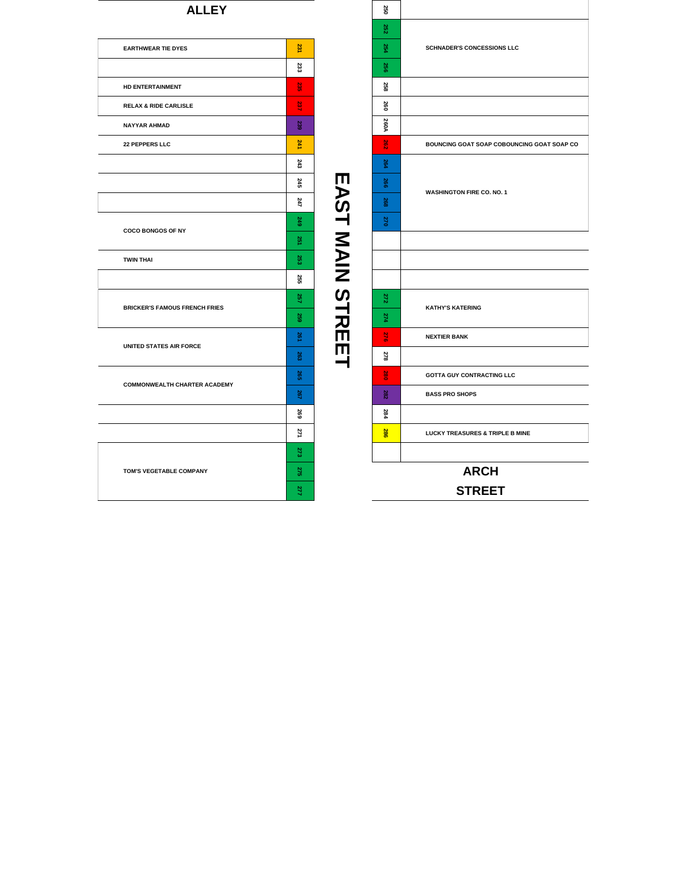# ALLEY

| Vendor | Space |
|---|---|
| EARTHWEAR TIE DYES | 231 |
| | 233 |
| HD ENTERTAINMENT | 235 |
| RELAX & RIDE CARLISLE | 237 |
| NAYYAR AHMAD | 239 |
| 22 PEPPERS LLC | 241 |
| | 243 |
| | 245 |
| | 247 |
| COCO BONGOS OF NY | 249 |
| | 251 |
| TWIN THAI | 253 |
| | 255 |
| BRICKER'S FAMOUS FRENCH FRIES | 257 |
| | 259 |
| UNITED STATES AIR FORCE | 261 |
| | 263 |
| COMMONWEALTH CHARTER ACADEMY | 265 |
| | 267 |
| | 269 |
| | 271 |
| TOM'S VEGETABLE COMPANY | 273 |
| | 275 |
| | 277 |

# EAST MAIN STREET

| Space | Vendor |
|---|---|
| 250 | |
| 252 | SCHNADER'S CONCESSIONS LLC |
| 254 | |
| 256 | |
| 258 | |
| 260 | |
| 260A | |
| 262 | BOUNCING GOAT SOAP COBOUNCING GOAT SOAP CO |
| 264 | WASHINGTON FIRE CO. NO. 1 |
| 266 | |
| 268 | |
| 270 | |
| | |
| | |
| | |
| 272 | KATHY'S KATERING |
| 274 | |
| 276 | NEXTIER BANK |
| 278 | |
| 280 | GOTTA GUY CONTRACTING LLC |
| 282 | BASS PRO SHOPS |
| 284 | |
| 286 | LUCKY TREASURES & TRIPLE B MINE |
| | |

# ARCH STREET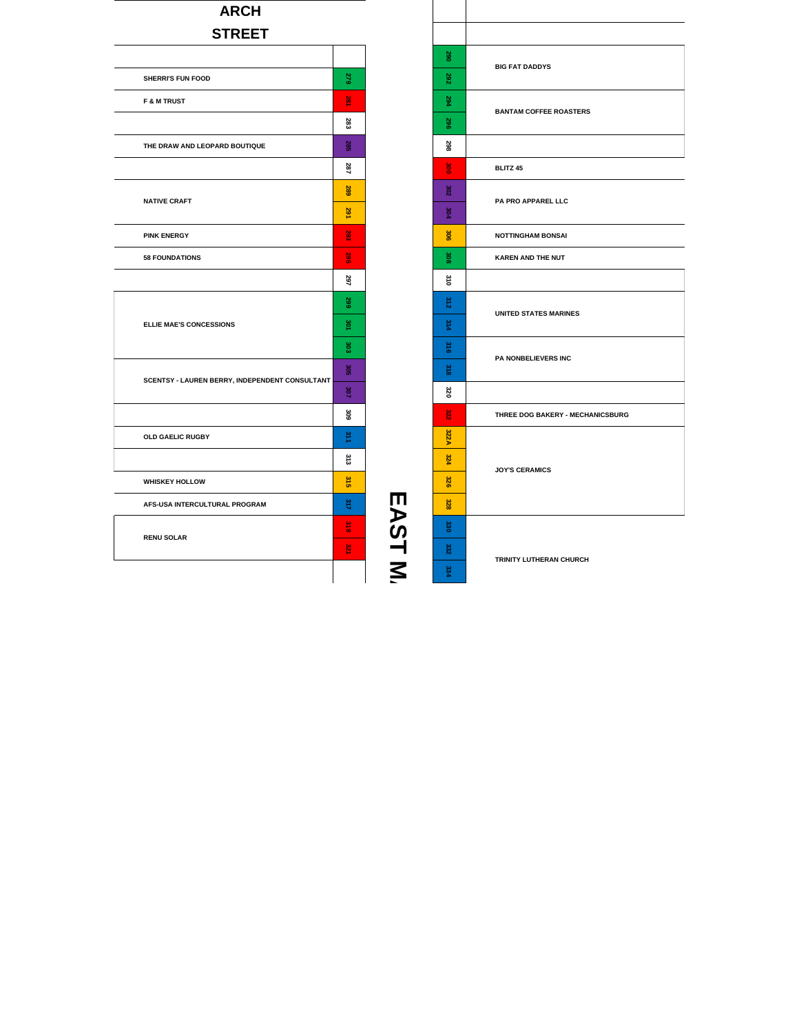## ARCH STREET

| Vendor | No. |
|---|---|
| | |
| SHERRI'S FUN FOOD | 279 |
| F & M TRUST | 281 |
| | 283 |
| THE DRAW AND LEOPARD BOUTIQUE | 285 |
| | 287 |
| NATIVE CRAFT | 289 |
| | 291 |
| PINK ENERGY | 293 |
| 58 FOUNDATIONS | 295 |
| | 297 |
| ELLIE MAE'S CONCESSIONS | 299 |
| | 301 |
| | 303 |
| SCENTSY - LAUREN BERRY, INDEPENDENT CONSULTANT | 305 |
| | 307 |
| | 309 |
| OLD GAELIC RUGBY | 311 |
| | 313 |
| WHISKEY HOLLOW | 315 |
| AFS-USA INTERCULTURAL PROGRAM | 317 |
| RENU SOLAR | 319 |
| | 321 |
| | |

EAST M

| No. | Vendor |
|---|---|
| | |
| | |
| 290 | BIG FAT DADDYS |
| 292 | |
| 294 | BANTAM COFFEE ROASTERS |
| 296 | |
| 298 | |
| 300 | BLITZ 45 |
| 302 | PA PRO APPAREL LLC |
| 304 | |
| 306 | NOTTINGHAM BONSAI |
| 308 | KAREN AND THE NUT |
| 310 | |
| 312 | UNITED STATES MARINES |
| 314 | |
| 316 | PA NONBELIEVERS INC |
| 318 | |
| 320 | |
| 322 | THREE DOG BAKERY - MECHANICSBURG |
| 322A | JOY'S CERAMICS |
| 324 | |
| 326 | |
| 328 | |
| 330 | TRINITY LUTHERAN CHURCH |
| 332 | |
| 334 | |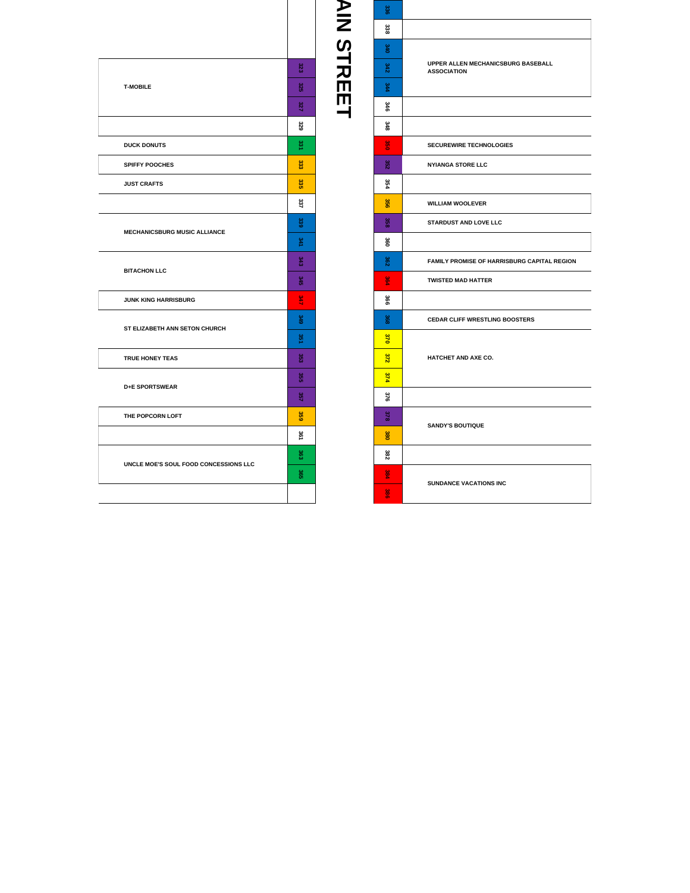# AIN STREET

| Vendor | Lot |
|---|---|
| | |
| T-MOBILE | 323 |
| | 325 |
| | 327 |
| | 329 |
| DUCK DONUTS | 331 |
| SPIFFY POOCHES | 333 |
| JUST CRAFTS | 335 |
| | 337 |
| MECHANICSBURG MUSIC ALLIANCE | 339 |
| | 341 |
| BITACHON LLC | 343 |
| | 345 |
| JUNK KING HARRISBURG | 347 |
| ST ELIZABETH ANN SETON CHURCH | 349 |
| | 351 |
| TRUE HONEY TEAS | 353 |
| D+E SPORTSWEAR | 355 |
| | 357 |
| THE POPCORN LOFT | 359 |
| | 361 |
| UNCLE MOE'S SOUL FOOD CONCESSIONS LLC | 363 |
| | 365 |
| | |

| Lot | Vendor |
|---|---|
| 336 | |
| 338 | |
| 340 | UPPER ALLEN MECHANICSBURG BASEBALL ASSOCIATION |
| 342 | |
| 344 | |
| 346 | |
| 348 | |
| 350 | SECUREWIRE TECHNOLOGIES |
| 352 | NYIANGA STORE LLC |
| 354 | |
| 356 | WILLIAM WOOLEVER |
| 358 | STARDUST AND LOVE LLC |
| 360 | |
| 362 | FAMILY PROMISE OF HARRISBURG CAPITAL REGION |
| 364 | TWISTED MAD HATTER |
| 366 | |
| 368 | CEDAR CLIFF WRESTLING BOOSTERS |
| 370 | HATCHET AND AXE CO. |
| 372 | |
| 374 | |
| 376 | |
| 378 | SANDY'S BOUTIQUE |
| 380 | |
| 382 | |
| 384 | SUNDANCE VACATIONS INC |
| 386 | |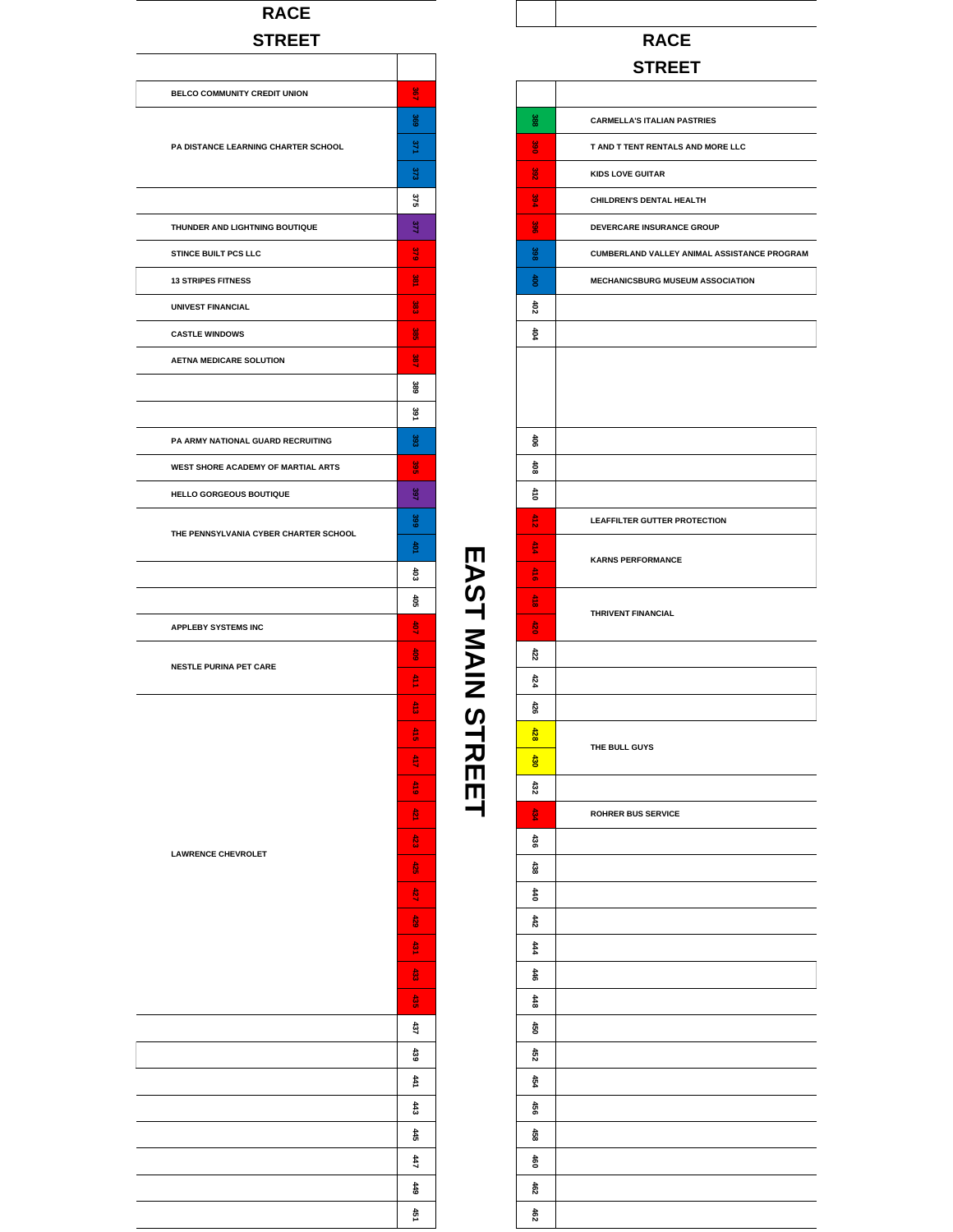# EAST MAIN STREET

## RACE STREET (West side — odd numbers)

| Business | Number |
|---|---|
| BELCO COMMUNITY CREDIT UNION | 367 |
| PA DISTANCE LEARNING CHARTER SCHOOL | 369 |
| | 371 |
| | 373 |
| | 375 |
| THUNDER AND LIGHTNING BOUTIQUE | 377 |
| STINCE BUILT PCS LLC | 379 |
| 13 STRIPES FITNESS | 381 |
| UNIVEST FINANCIAL | 383 |
| CASTLE WINDOWS | 385 |
| AETNA MEDICARE SOLUTION | 387 |
| | 389 |
| | 391 |
| PA ARMY NATIONAL GUARD RECRUITING | 393 |
| WEST SHORE ACADEMY OF MARTIAL ARTS | 395 |
| HELLO GORGEOUS BOUTIQUE | 397 |
| THE PENNSYLVANIA CYBER CHARTER SCHOOL | 399 |
| | 401 |
| | 403 |
| | 405 |
| APPLEBY SYSTEMS INC | 407 |
| NESTLE PURINA PET CARE | 409 |
| | 411 |
| LAWRENCE CHEVROLET | 413 |
| | 415 |
| | 417 |
| | 419 |
| | 421 |
| | 423 |
| | 425 |
| | 427 |
| | 429 |
| | 431 |
| | 433 |
| | 435 |
| | 437 |
| | 439 |
| | 441 |
| | 443 |
| | 445 |
| | 447 |
| | 449 |
| | 451 |

## RACE STREET (East side — even numbers)

| Number | Business |
|---|---|
| 388 | CARMELLA'S ITALIAN PASTRIES |
| 390 | T AND T TENT RENTALS AND MORE LLC |
| 392 | KIDS LOVE GUITAR |
| 394 | CHILDREN'S DENTAL HEALTH |
| 396 | DEVERCARE INSURANCE GROUP |
| 398 | CUMBERLAND VALLEY ANIMAL ASSISTANCE PROGRAM |
| 400 | MECHANICSBURG MUSEUM ASSOCIATION |
| 402 | |
| 404 | |
| 406 | |
| 408 | |
| 410 | |
| 412 | LEAFFILTER GUTTER PROTECTION |
| 414 | KARNS PERFORMANCE |
| 416 | |
| 418 | THRIVENT FINANCIAL |
| 420 | |
| 422 | |
| 424 | |
| 426 | |
| 428 | THE BULL GUYS |
| 430 | |
| 432 | |
| 434 | ROHRER BUS SERVICE |
| 436 | |
| 438 | |
| 440 | |
| 442 | |
| 444 | |
| 446 | |
| 448 | |
| 450 | |
| 452 | |
| 454 | |
| 456 | |
| 458 | |
| 460 | |
| 462 | |
| 462 | |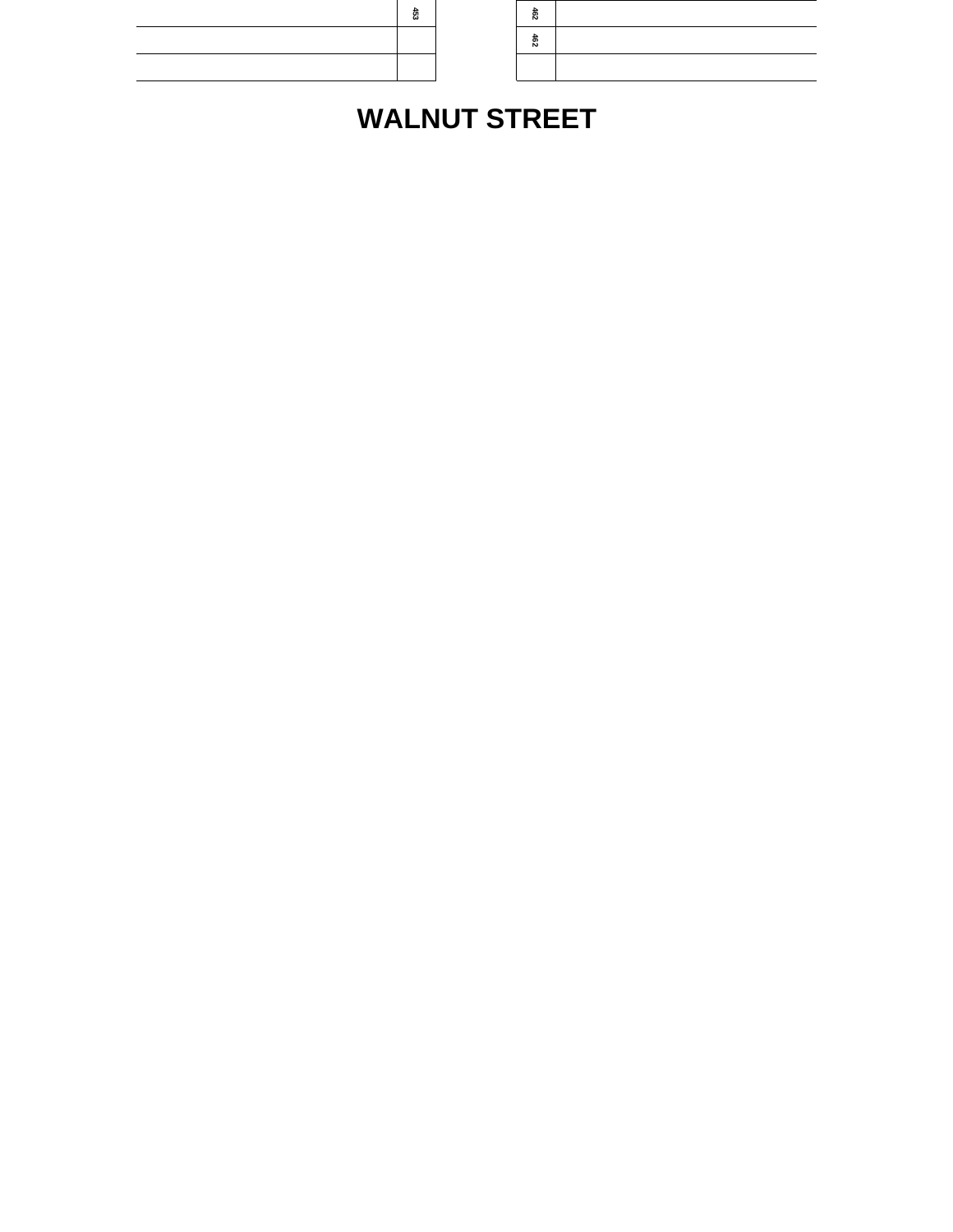| | 453 | | 462 | |
|---|---|---|---|---|
| | | | 462 | |
| | | | | |

# WALNUT STREET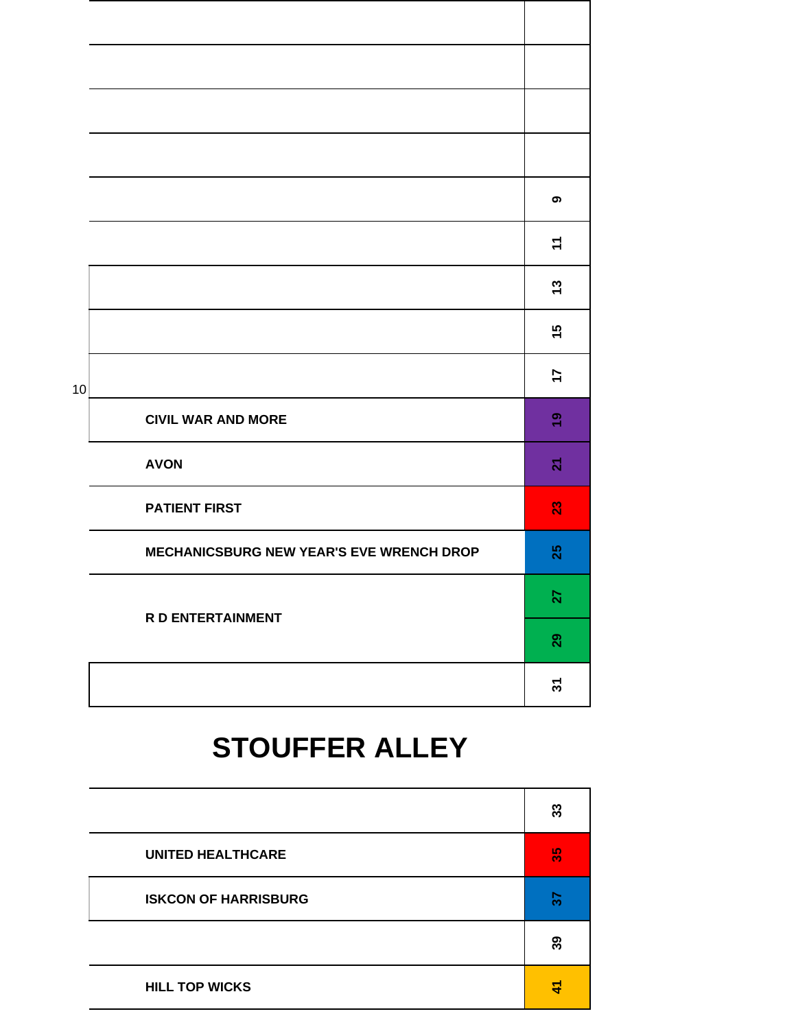| | |
|---|---|
| | |
| | |
| | |
| | |
| | 9 |
| | 11 |
| | 13 |
| | 15 |
| | 17 |
| CIVIL WAR AND MORE | 19 |
| AVON | 21 |
| PATIENT FIRST | 23 |
| MECHANICSBURG NEW YEAR'S EVE WRENCH DROP | 25 |
| R D ENTERTAINMENT | 27 |
| | 29 |
| | 31 |

10

# STOUFFER ALLEY

| | |
|---|---|
| | 33 |
| UNITED HEALTHCARE | 35 |
| ISKCON OF HARRISBURG | 37 |
| | 39 |
| HILL TOP WICKS | 41 |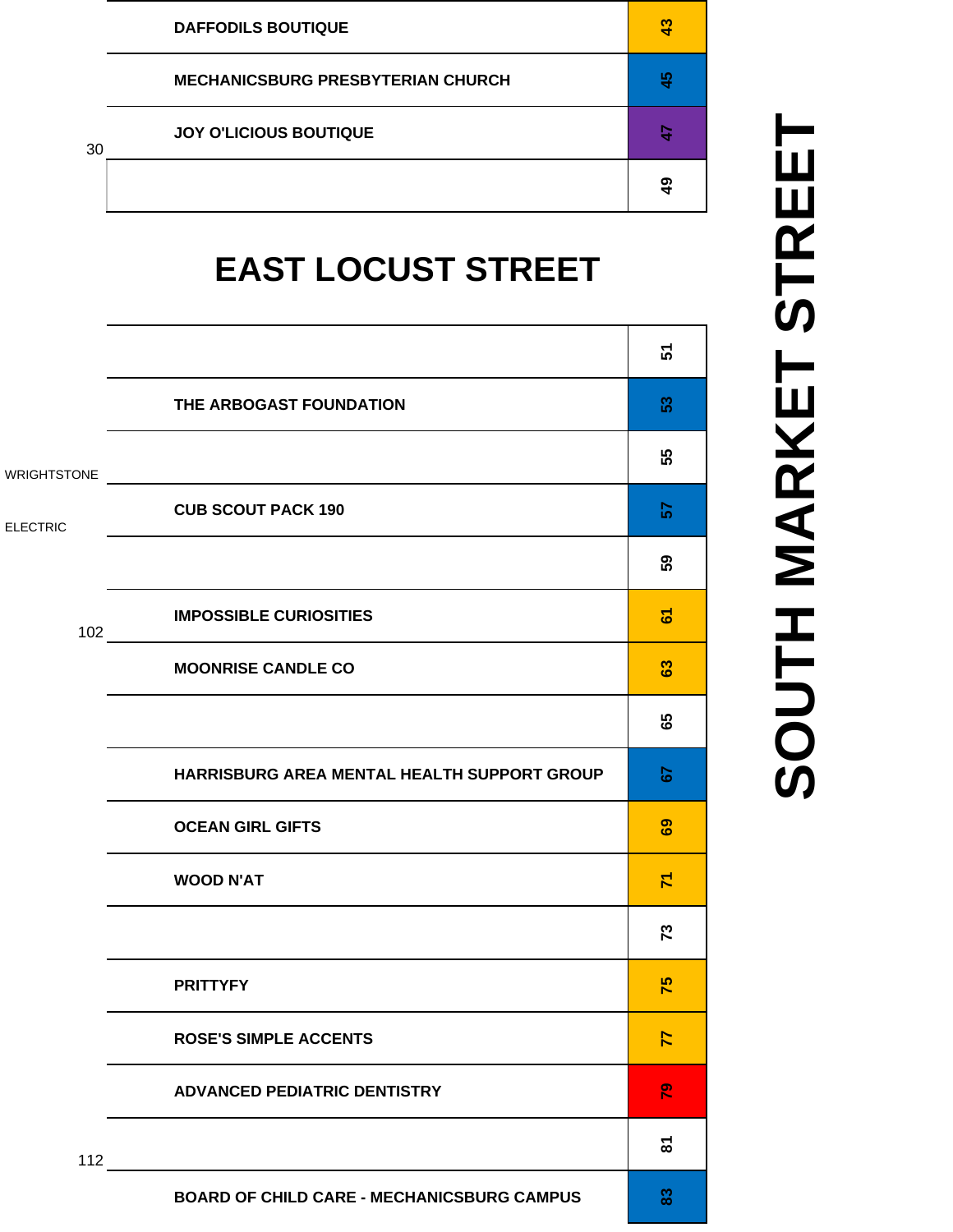# SOUTH MARKET STREET

| Vendor | Space |
|---|---|
| DAFFODILS BOUTIQUE | 43 |
| MECHANICSBURG PRESBYTERIAN CHURCH | 45 |
| JOY O'LICIOUS BOUTIQUE | 47 |
| | 49 |

30

## EAST LOCUST STREET

| Vendor | Space |
|---|---|
| | 51 |
| THE ARBOGAST FOUNDATION | 53 |
| | 55 |
| CUB SCOUT PACK 190 | 57 |
| | 59 |
| IMPOSSIBLE CURIOSITIES | 61 |
| MOONRISE CANDLE CO | 63 |
| | 65 |
| HARRISBURG AREA MENTAL HEALTH SUPPORT GROUP | 67 |
| OCEAN GIRL GIFTS | 69 |
| WOOD N'AT | 71 |
| | 73 |
| PRITTYFY | 75 |
| ROSE'S SIMPLE ACCENTS | 77 |
| ADVANCED PEDIATRIC DENTISTRY | 79 |
| | 81 |
| BOARD OF CHILD CARE - MECHANICSBURG CAMPUS | 83 |

WRIGHTSTONE ELECTRIC

102

112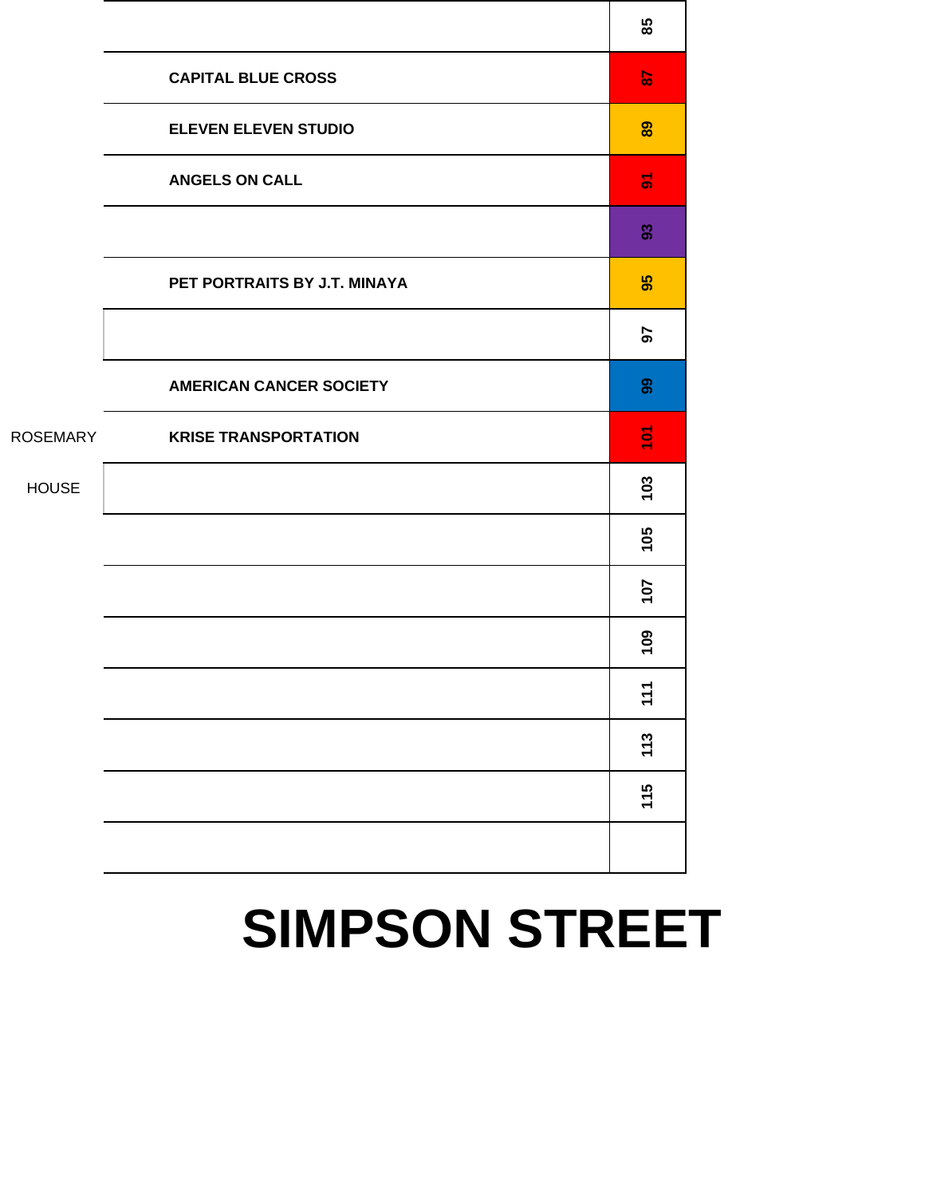| | | |
|---|---|---|
| | | 85 |
| | CAPITAL BLUE CROSS | 87 |
| | ELEVEN ELEVEN STUDIO | 89 |
| | ANGELS ON CALL | 91 |
| | | 93 |
| | PET PORTRAITS BY J.T. MINAYA | 95 |
| | | 97 |
| | AMERICAN CANCER SOCIETY | 99 |
| ROSEMARY | KRISE TRANSPORTATION | 101 |
| HOUSE | | 103 |
| | | 105 |
| | | 107 |
| | | 109 |
| | | 111 |
| | | 113 |
| | | 115 |
| | | |

# SIMPSON STREET